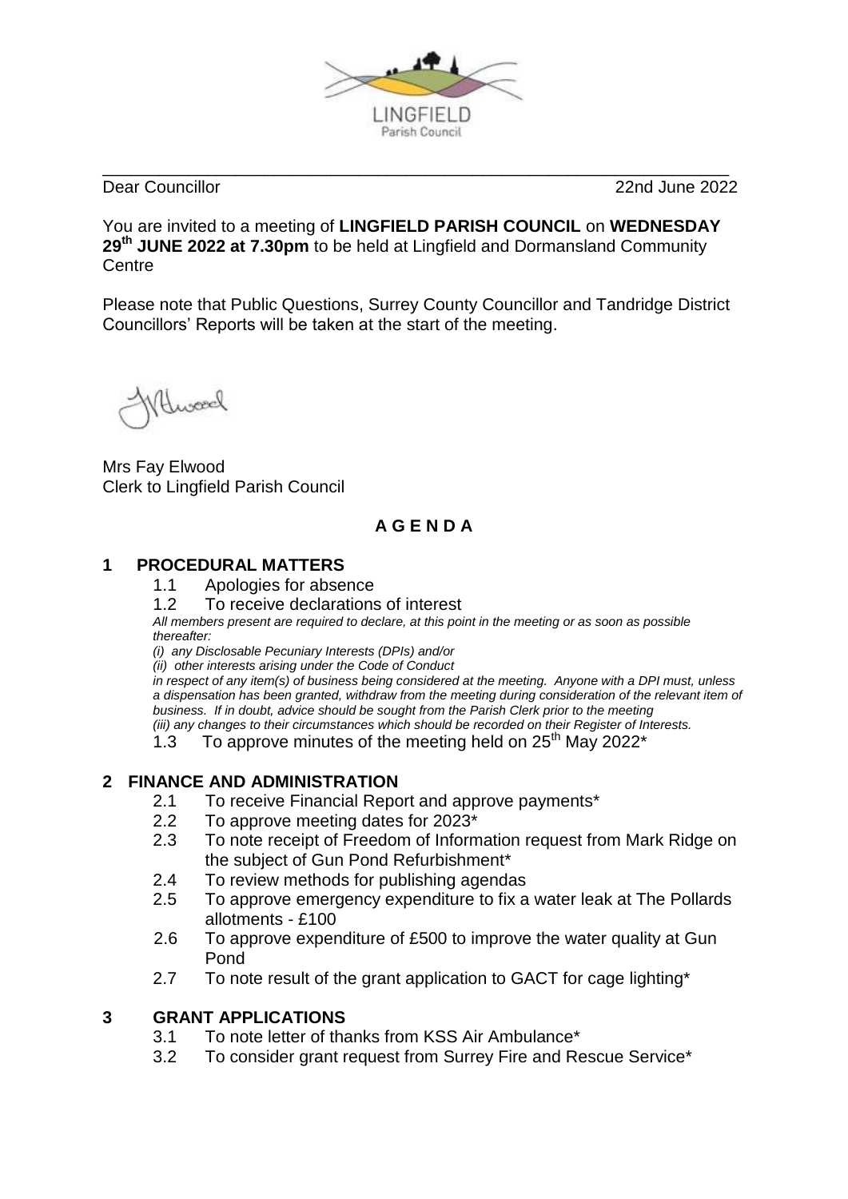LINGFIELD
Parish Council

Dear Councillor 22nd June 2022

You are invited to a meeting of **LINGFIELD PARISH COUNCIL** on **WEDNESDAY 29th JUNE 2022 at 7.30pm** to be held at Lingfield and Dormansland Community Centre

Please note that Public Questions, Surrey County Councillor and Tandridge District Councillors' Reports will be taken at the start of the meeting.

Mrs Fay Elwood
Clerk to Lingfield Parish Council

## A G E N D A

### 1 PROCEDURAL MATTERS

1.1 Apologies for absence

1.2 To receive declarations of interest

*All members present are required to declare, at this point in the meeting or as soon as possible thereafter:*
*(i) any Disclosable Pecuniary Interests (DPIs) and/or*
*(ii) other interests arising under the Code of Conduct*
*in respect of any item(s) of business being considered at the meeting. Anyone with a DPI must, unless a dispensation has been granted, withdraw from the meeting during consideration of the relevant item of business. If in doubt, advice should be sought from the Parish Clerk prior to the meeting*
*(iii) any changes to their circumstances which should be recorded on their Register of Interests.*

1.3 To approve minutes of the meeting held on 25th May 2022*

### 2 FINANCE AND ADMINISTRATION

2.1 To receive Financial Report and approve payments*

2.2 To approve meeting dates for 2023*

2.3 To note receipt of Freedom of Information request from Mark Ridge on the subject of Gun Pond Refurbishment*

2.4 To review methods for publishing agendas

2.5 To approve emergency expenditure to fix a water leak at The Pollards allotments - £100

2.6 To approve expenditure of £500 to improve the water quality at Gun Pond

2.7 To note result of the grant application to GACT for cage lighting*

### 3 GRANT APPLICATIONS

3.1 To note letter of thanks from KSS Air Ambulance*

3.2 To consider grant request from Surrey Fire and Rescue Service*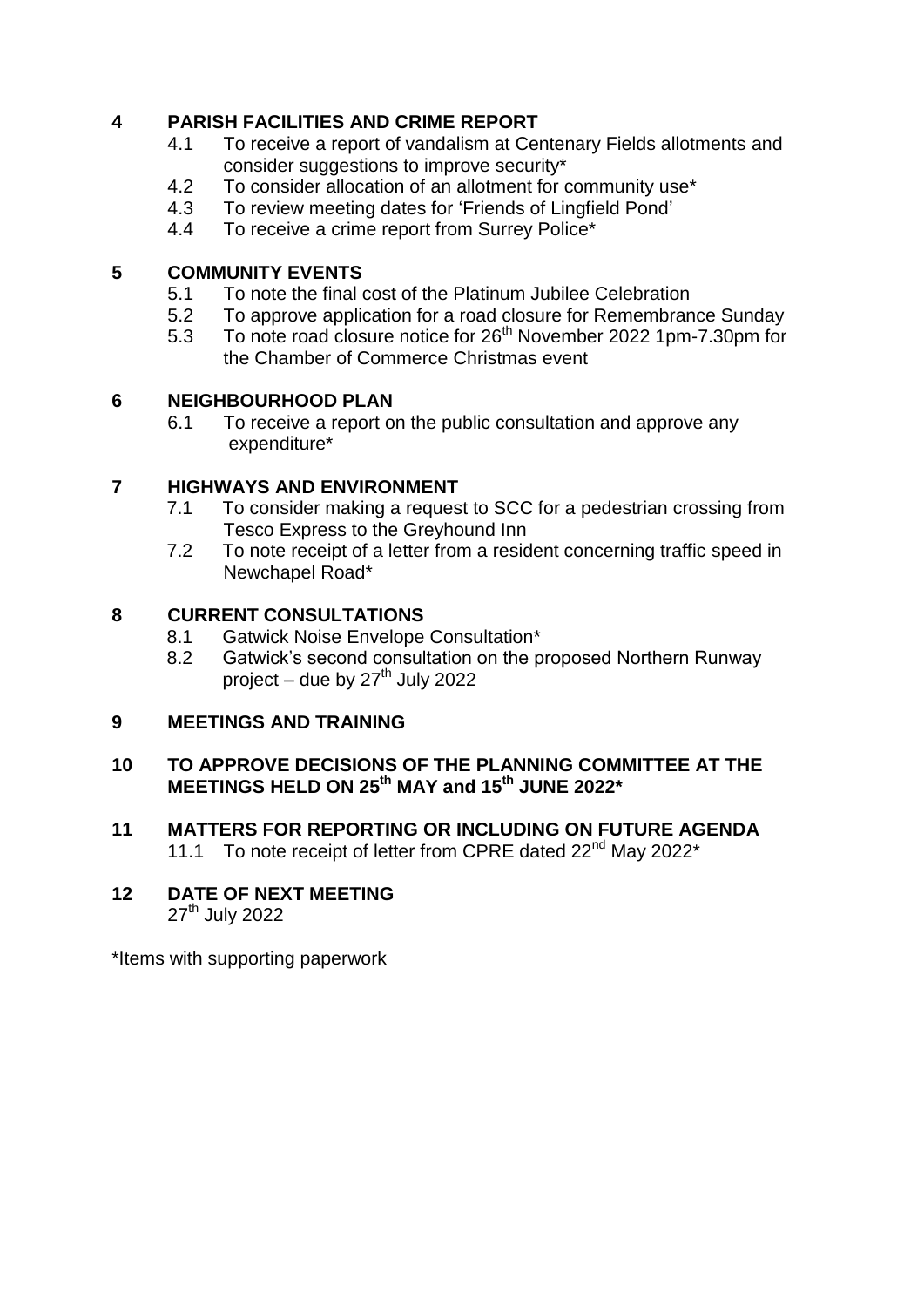## 4 PARISH FACILITIES AND CRIME REPORT

- 4.1 To receive a report of vandalism at Centenary Fields allotments and consider suggestions to improve security*
- 4.2 To consider allocation of an allotment for community use*
- 4.3 To review meeting dates for 'Friends of Lingfield Pond'
- 4.4 To receive a crime report from Surrey Police*

## 5 COMMUNITY EVENTS

- 5.1 To note the final cost of the Platinum Jubilee Celebration
- 5.2 To approve application for a road closure for Remembrance Sunday
- 5.3 To note road closure notice for 26th November 2022 1pm-7.30pm for the Chamber of Commerce Christmas event

## 6 NEIGHBOURHOOD PLAN

- 6.1 To receive a report on the public consultation and approve any expenditure*

## 7 HIGHWAYS AND ENVIRONMENT

- 7.1 To consider making a request to SCC for a pedestrian crossing from Tesco Express to the Greyhound Inn
- 7.2 To note receipt of a letter from a resident concerning traffic speed in Newchapel Road*

## 8 CURRENT CONSULTATIONS

- 8.1 Gatwick Noise Envelope Consultation*
- 8.2 Gatwick's second consultation on the proposed Northern Runway project – due by 27th July 2022

## 9 MEETINGS AND TRAINING

## 10 TO APPROVE DECISIONS OF THE PLANNING COMMITTEE AT THE MEETINGS HELD ON 25th MAY and 15th JUNE 2022*

## 11 MATTERS FOR REPORTING OR INCLUDING ON FUTURE AGENDA

- 11.1 To note receipt of letter from CPRE dated 22nd May 2022*

## 12 DATE OF NEXT MEETING

27th July 2022

*Items with supporting paperwork